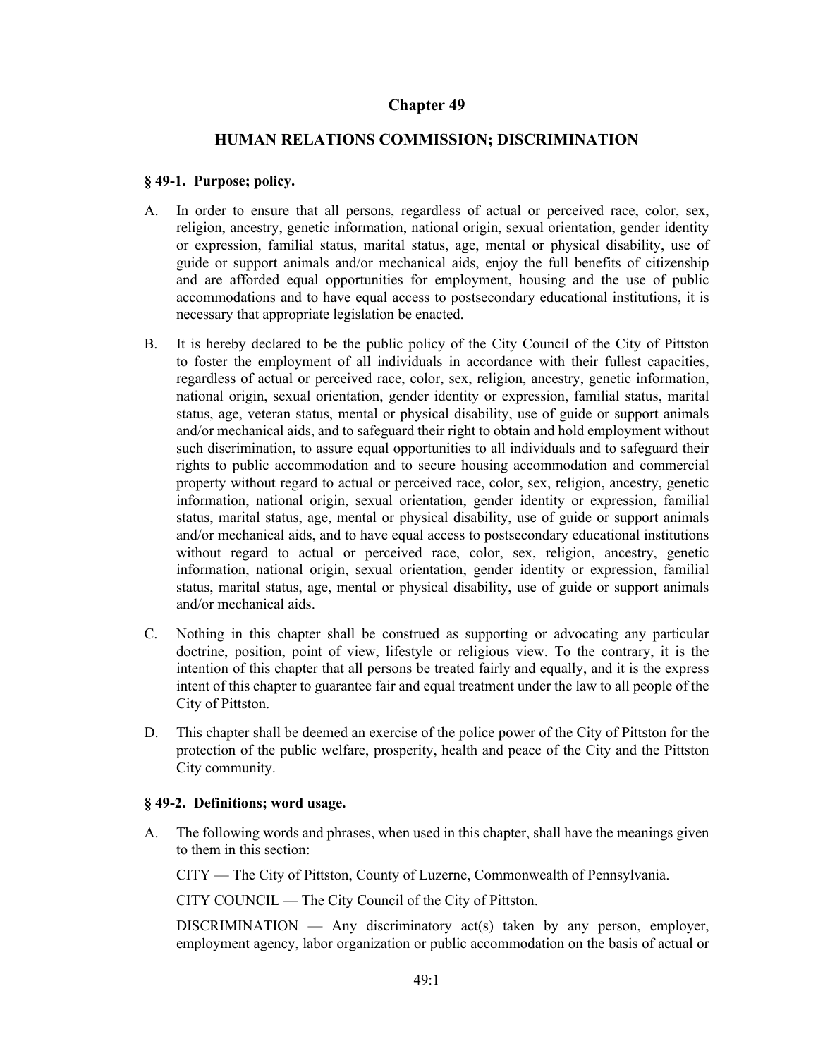# Chapter 49

## HUMAN RELATIONS COMMISSION; DISCRIMINATION

### § 49-1. Purpose; policy.

A. In order to ensure that all persons, regardless of actual or perceived race, color, sex, religion, ancestry, genetic information, national origin, sexual orientation, gender identity or expression, familial status, marital status, age, mental or physical disability, use of guide or support animals and/or mechanical aids, enjoy the full benefits of citizenship and are afforded equal opportunities for employment, housing and the use of public accommodations and to have equal access to postsecondary educational institutions, it is necessary that appropriate legislation be enacted.

B. It is hereby declared to be the public policy of the City Council of the City of Pittston to foster the employment of all individuals in accordance with their fullest capacities, regardless of actual or perceived race, color, sex, religion, ancestry, genetic information, national origin, sexual orientation, gender identity or expression, familial status, marital status, age, veteran status, mental or physical disability, use of guide or support animals and/or mechanical aids, and to safeguard their right to obtain and hold employment without such discrimination, to assure equal opportunities to all individuals and to safeguard their rights to public accommodation and to secure housing accommodation and commercial property without regard to actual or perceived race, color, sex, religion, ancestry, genetic information, national origin, sexual orientation, gender identity or expression, familial status, marital status, age, mental or physical disability, use of guide or support animals and/or mechanical aids, and to have equal access to postsecondary educational institutions without regard to actual or perceived race, color, sex, religion, ancestry, genetic information, national origin, sexual orientation, gender identity or expression, familial status, marital status, age, mental or physical disability, use of guide or support animals and/or mechanical aids.

C. Nothing in this chapter shall be construed as supporting or advocating any particular doctrine, position, point of view, lifestyle or religious view. To the contrary, it is the intention of this chapter that all persons be treated fairly and equally, and it is the express intent of this chapter to guarantee fair and equal treatment under the law to all people of the City of Pittston.

D. This chapter shall be deemed an exercise of the police power of the City of Pittston for the protection of the public welfare, prosperity, health and peace of the City and the Pittston City community.

### § 49-2. Definitions; word usage.

A. The following words and phrases, when used in this chapter, shall have the meanings given to them in this section:

   CITY — The City of Pittston, County of Luzerne, Commonwealth of Pennsylvania.

   CITY COUNCIL — The City Council of the City of Pittston.

   DISCRIMINATION — Any discriminatory act(s) taken by any person, employer, employment agency, labor organization or public accommodation on the basis of actual or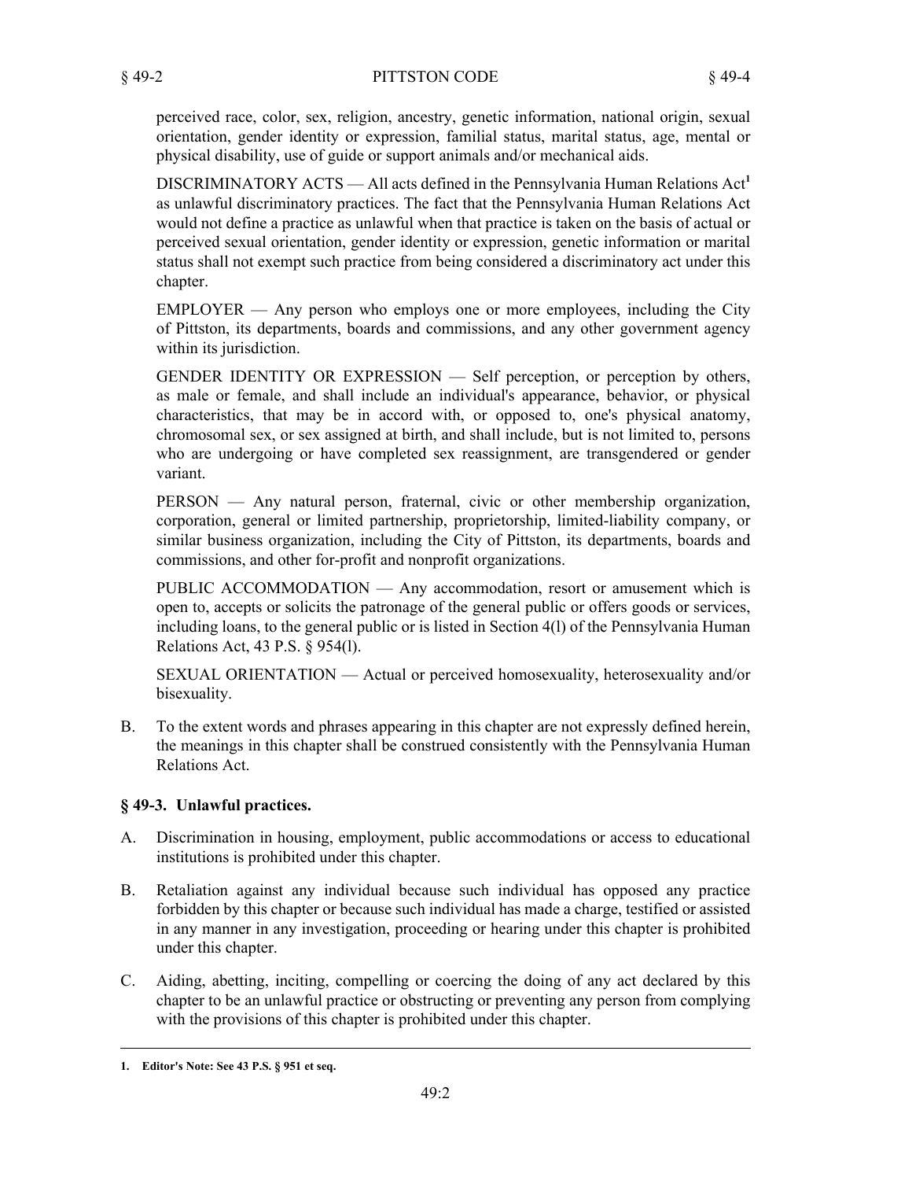perceived race, color, sex, religion, ancestry, genetic information, national origin, sexual orientation, gender identity or expression, familial status, marital status, age, mental or physical disability, use of guide or support animals and/or mechanical aids.

DISCRIMINATORY ACTS — All acts defined in the Pennsylvania Human Relations Act[1] as unlawful discriminatory practices. The fact that the Pennsylvania Human Relations Act would not define a practice as unlawful when that practice is taken on the basis of actual or perceived sexual orientation, gender identity or expression, genetic information or marital status shall not exempt such practice from being considered a discriminatory act under this chapter.

EMPLOYER — Any person who employs one or more employees, including the City of Pittston, its departments, boards and commissions, and any other government agency within its jurisdiction.

GENDER IDENTITY OR EXPRESSION — Self perception, or perception by others, as male or female, and shall include an individual's appearance, behavior, or physical characteristics, that may be in accord with, or opposed to, one's physical anatomy, chromosomal sex, or sex assigned at birth, and shall include, but is not limited to, persons who are undergoing or have completed sex reassignment, are transgendered or gender variant.

PERSON — Any natural person, fraternal, civic or other membership organization, corporation, general or limited partnership, proprietorship, limited-liability company, or similar business organization, including the City of Pittston, its departments, boards and commissions, and other for-profit and nonprofit organizations.

PUBLIC ACCOMMODATION — Any accommodation, resort or amusement which is open to, accepts or solicits the patronage of the general public or offers goods or services, including loans, to the general public or is listed in Section 4(l) of the Pennsylvania Human Relations Act, 43 P.S. § 954(l).

SEXUAL ORIENTATION — Actual or perceived homosexuality, heterosexuality and/or bisexuality.

B. To the extent words and phrases appearing in this chapter are not expressly defined herein, the meanings in this chapter shall be construed consistently with the Pennsylvania Human Relations Act.

### § 49-3. Unlawful practices.

A. Discrimination in housing, employment, public accommodations or access to educational institutions is prohibited under this chapter.

B. Retaliation against any individual because such individual has opposed any practice forbidden by this chapter or because such individual has made a charge, testified or assisted in any manner in any investigation, proceeding or hearing under this chapter is prohibited under this chapter.

C. Aiding, abetting, inciting, compelling or coercing the doing of any act declared by this chapter to be an unlawful practice or obstructing or preventing any person from complying with the provisions of this chapter is prohibited under this chapter.

---

1. **Editor's Note: See 43 P.S. § 951 et seq.**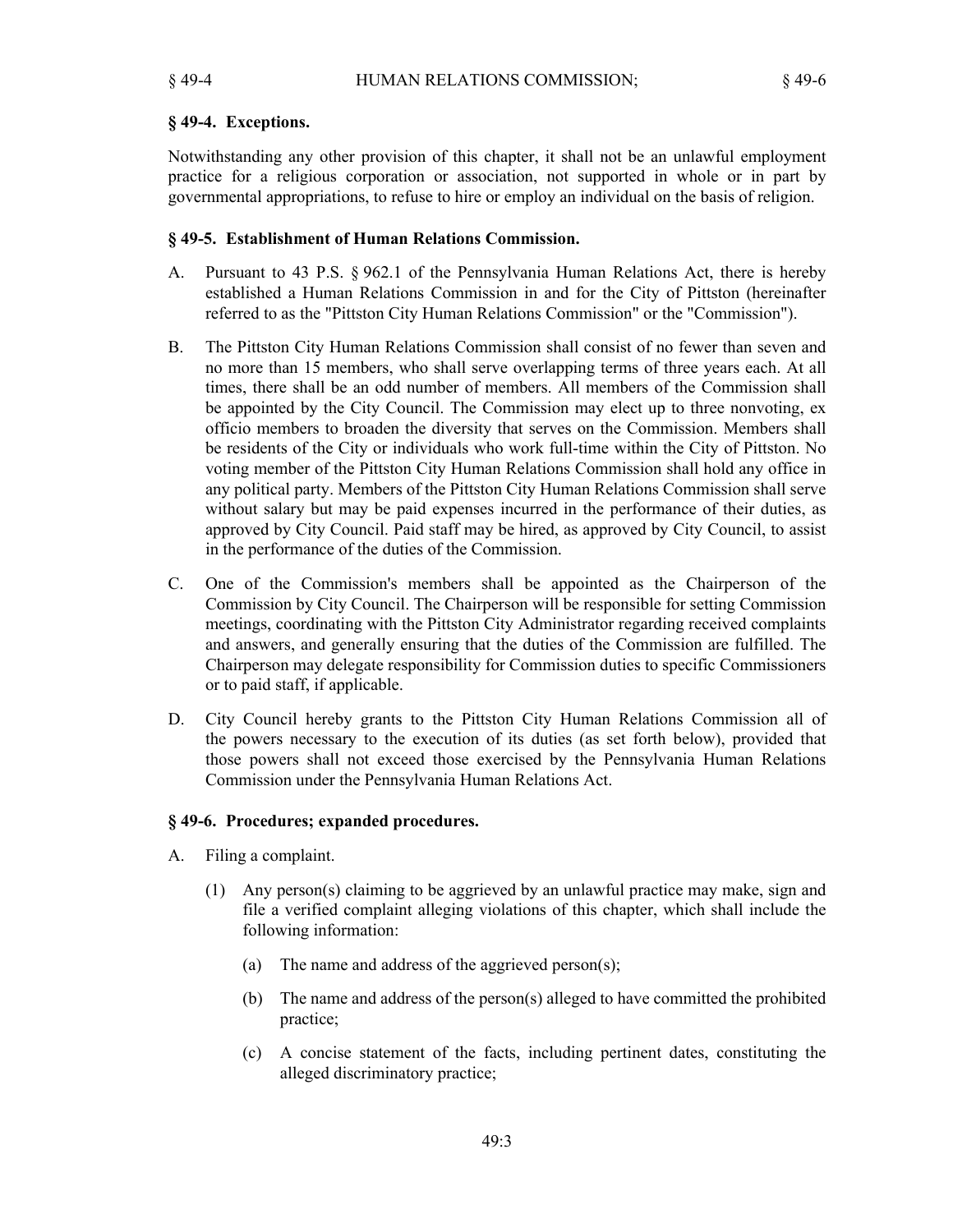### § 49-4. Exceptions.

Notwithstanding any other provision of this chapter, it shall not be an unlawful employment practice for a religious corporation or association, not supported in whole or in part by governmental appropriations, to refuse to hire or employ an individual on the basis of religion.

### § 49-5. Establishment of Human Relations Commission.

A. Pursuant to 43 P.S. § 962.1 of the Pennsylvania Human Relations Act, there is hereby established a Human Relations Commission in and for the City of Pittston (hereinafter referred to as the "Pittston City Human Relations Commission" or the "Commission").

B. The Pittston City Human Relations Commission shall consist of no fewer than seven and no more than 15 members, who shall serve overlapping terms of three years each. At all times, there shall be an odd number of members. All members of the Commission shall be appointed by the City Council. The Commission may elect up to three nonvoting, ex officio members to broaden the diversity that serves on the Commission. Members shall be residents of the City or individuals who work full-time within the City of Pittston. No voting member of the Pittston City Human Relations Commission shall hold any office in any political party. Members of the Pittston City Human Relations Commission shall serve without salary but may be paid expenses incurred in the performance of their duties, as approved by City Council. Paid staff may be hired, as approved by City Council, to assist in the performance of the duties of the Commission.

C. One of the Commission's members shall be appointed as the Chairperson of the Commission by City Council. The Chairperson will be responsible for setting Commission meetings, coordinating with the Pittston City Administrator regarding received complaints and answers, and generally ensuring that the duties of the Commission are fulfilled. The Chairperson may delegate responsibility for Commission duties to specific Commissioners or to paid staff, if applicable.

D. City Council hereby grants to the Pittston City Human Relations Commission all of the powers necessary to the execution of its duties (as set forth below), provided that those powers shall not exceed those exercised by the Pennsylvania Human Relations Commission under the Pennsylvania Human Relations Act.

### § 49-6. Procedures; expanded procedures.

A. Filing a complaint.

   (1) Any person(s) claiming to be aggrieved by an unlawful practice may make, sign and file a verified complaint alleging violations of this chapter, which shall include the following information:

      (a) The name and address of the aggrieved person(s);

      (b) The name and address of the person(s) alleged to have committed the prohibited practice;

      (c) A concise statement of the facts, including pertinent dates, constituting the alleged discriminatory practice;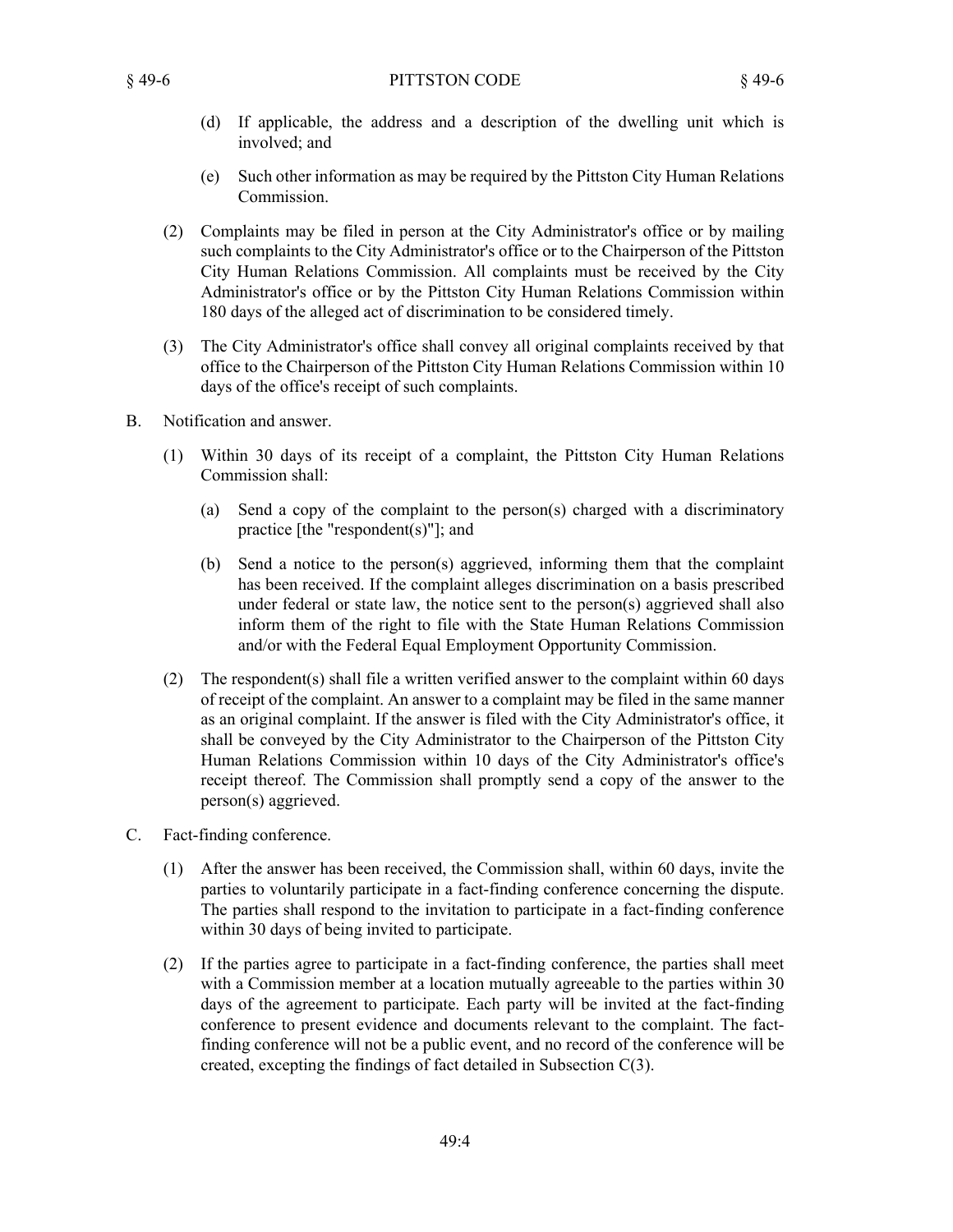(d) If applicable, the address and a description of the dwelling unit which is involved; and

(e) Such other information as may be required by the Pittston City Human Relations Commission.

(2) Complaints may be filed in person at the City Administrator's office or by mailing such complaints to the City Administrator's office or to the Chairperson of the Pittston City Human Relations Commission. All complaints must be received by the City Administrator's office or by the Pittston City Human Relations Commission within 180 days of the alleged act of discrimination to be considered timely.

(3) The City Administrator's office shall convey all original complaints received by that office to the Chairperson of the Pittston City Human Relations Commission within 10 days of the office's receipt of such complaints.

B. Notification and answer.

(1) Within 30 days of its receipt of a complaint, the Pittston City Human Relations Commission shall:

(a) Send a copy of the complaint to the person(s) charged with a discriminatory practice [the "respondent(s)"]; and

(b) Send a notice to the person(s) aggrieved, informing them that the complaint has been received. If the complaint alleges discrimination on a basis prescribed under federal or state law, the notice sent to the person(s) aggrieved shall also inform them of the right to file with the State Human Relations Commission and/or with the Federal Equal Employment Opportunity Commission.

(2) The respondent(s) shall file a written verified answer to the complaint within 60 days of receipt of the complaint. An answer to a complaint may be filed in the same manner as an original complaint. If the answer is filed with the City Administrator's office, it shall be conveyed by the City Administrator to the Chairperson of the Pittston City Human Relations Commission within 10 days of the City Administrator's office's receipt thereof. The Commission shall promptly send a copy of the answer to the person(s) aggrieved.

C. Fact-finding conference.

(1) After the answer has been received, the Commission shall, within 60 days, invite the parties to voluntarily participate in a fact-finding conference concerning the dispute. The parties shall respond to the invitation to participate in a fact-finding conference within 30 days of being invited to participate.

(2) If the parties agree to participate in a fact-finding conference, the parties shall meet with a Commission member at a location mutually agreeable to the parties within 30 days of the agreement to participate. Each party will be invited at the fact-finding conference to present evidence and documents relevant to the complaint. The fact-finding conference will not be a public event, and no record of the conference will be created, excepting the findings of fact detailed in Subsection C(3).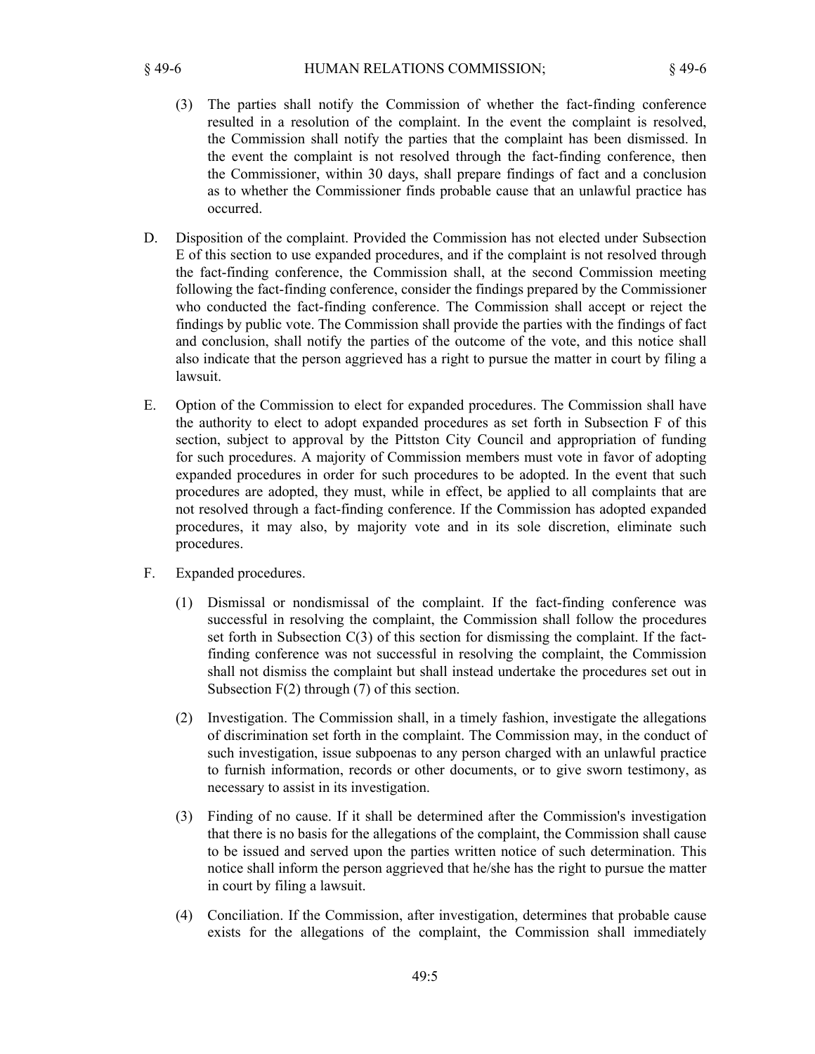(3) The parties shall notify the Commission of whether the fact-finding conference resulted in a resolution of the complaint. In the event the complaint is resolved, the Commission shall notify the parties that the complaint has been dismissed. In the event the complaint is not resolved through the fact-finding conference, then the Commissioner, within 30 days, shall prepare findings of fact and a conclusion as to whether the Commissioner finds probable cause that an unlawful practice has occurred.

D. Disposition of the complaint. Provided the Commission has not elected under Subsection E of this section to use expanded procedures, and if the complaint is not resolved through the fact-finding conference, the Commission shall, at the second Commission meeting following the fact-finding conference, consider the findings prepared by the Commissioner who conducted the fact-finding conference. The Commission shall accept or reject the findings by public vote. The Commission shall provide the parties with the findings of fact and conclusion, shall notify the parties of the outcome of the vote, and this notice shall also indicate that the person aggrieved has a right to pursue the matter in court by filing a lawsuit.

E. Option of the Commission to elect for expanded procedures. The Commission shall have the authority to elect to adopt expanded procedures as set forth in Subsection F of this section, subject to approval by the Pittston City Council and appropriation of funding for such procedures. A majority of Commission members must vote in favor of adopting expanded procedures in order for such procedures to be adopted. In the event that such procedures are adopted, they must, while in effect, be applied to all complaints that are not resolved through a fact-finding conference. If the Commission has adopted expanded procedures, it may also, by majority vote and in its sole discretion, eliminate such procedures.

F. Expanded procedures.

(1) Dismissal or nondismissal of the complaint. If the fact-finding conference was successful in resolving the complaint, the Commission shall follow the procedures set forth in Subsection C(3) of this section for dismissing the complaint. If the fact-finding conference was not successful in resolving the complaint, the Commission shall not dismiss the complaint but shall instead undertake the procedures set out in Subsection F(2) through (7) of this section.

(2) Investigation. The Commission shall, in a timely fashion, investigate the allegations of discrimination set forth in the complaint. The Commission may, in the conduct of such investigation, issue subpoenas to any person charged with an unlawful practice to furnish information, records or other documents, or to give sworn testimony, as necessary to assist in its investigation.

(3) Finding of no cause. If it shall be determined after the Commission's investigation that there is no basis for the allegations of the complaint, the Commission shall cause to be issued and served upon the parties written notice of such determination. This notice shall inform the person aggrieved that he/she has the right to pursue the matter in court by filing a lawsuit.

(4) Conciliation. If the Commission, after investigation, determines that probable cause exists for the allegations of the complaint, the Commission shall immediately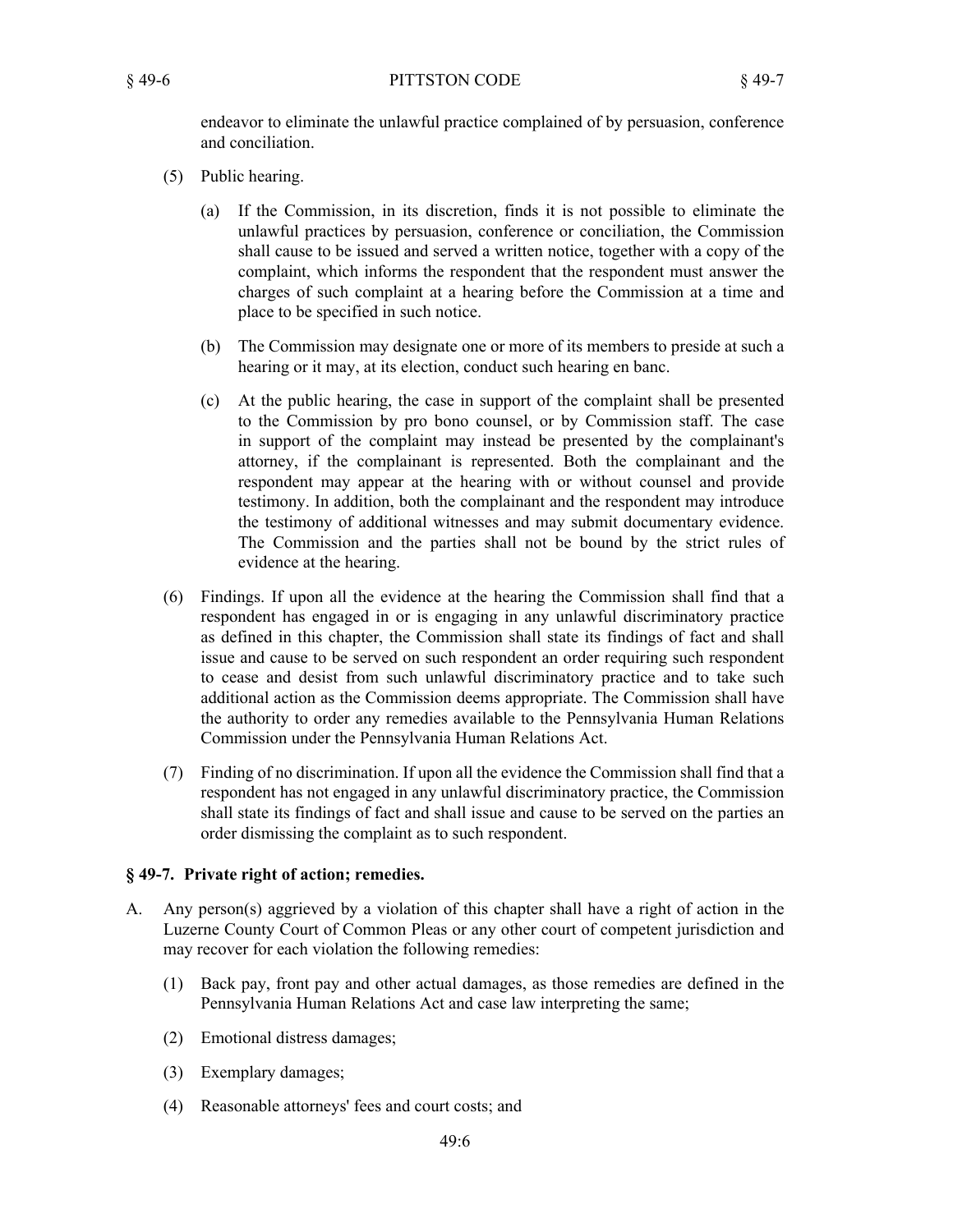endeavor to eliminate the unlawful practice complained of by persuasion, conference and conciliation.

(5) Public hearing.

(a) If the Commission, in its discretion, finds it is not possible to eliminate the unlawful practices by persuasion, conference or conciliation, the Commission shall cause to be issued and served a written notice, together with a copy of the complaint, which informs the respondent that the respondent must answer the charges of such complaint at a hearing before the Commission at a time and place to be specified in such notice.

(b) The Commission may designate one or more of its members to preside at such a hearing or it may, at its election, conduct such hearing en banc.

(c) At the public hearing, the case in support of the complaint shall be presented to the Commission by pro bono counsel, or by Commission staff. The case in support of the complaint may instead be presented by the complainant's attorney, if the complainant is represented. Both the complainant and the respondent may appear at the hearing with or without counsel and provide testimony. In addition, both the complainant and the respondent may introduce the testimony of additional witnesses and may submit documentary evidence. The Commission and the parties shall not be bound by the strict rules of evidence at the hearing.

(6) Findings. If upon all the evidence at the hearing the Commission shall find that a respondent has engaged in or is engaging in any unlawful discriminatory practice as defined in this chapter, the Commission shall state its findings of fact and shall issue and cause to be served on such respondent an order requiring such respondent to cease and desist from such unlawful discriminatory practice and to take such additional action as the Commission deems appropriate. The Commission shall have the authority to order any remedies available to the Pennsylvania Human Relations Commission under the Pennsylvania Human Relations Act.

(7) Finding of no discrimination. If upon all the evidence the Commission shall find that a respondent has not engaged in any unlawful discriminatory practice, the Commission shall state its findings of fact and shall issue and cause to be served on the parties an order dismissing the complaint as to such respondent.

## § 49-7. Private right of action; remedies.

A. Any person(s) aggrieved by a violation of this chapter shall have a right of action in the Luzerne County Court of Common Pleas or any other court of competent jurisdiction and may recover for each violation the following remedies:

(1) Back pay, front pay and other actual damages, as those remedies are defined in the Pennsylvania Human Relations Act and case law interpreting the same;

(2) Emotional distress damages;

(3) Exemplary damages;

(4) Reasonable attorneys' fees and court costs; and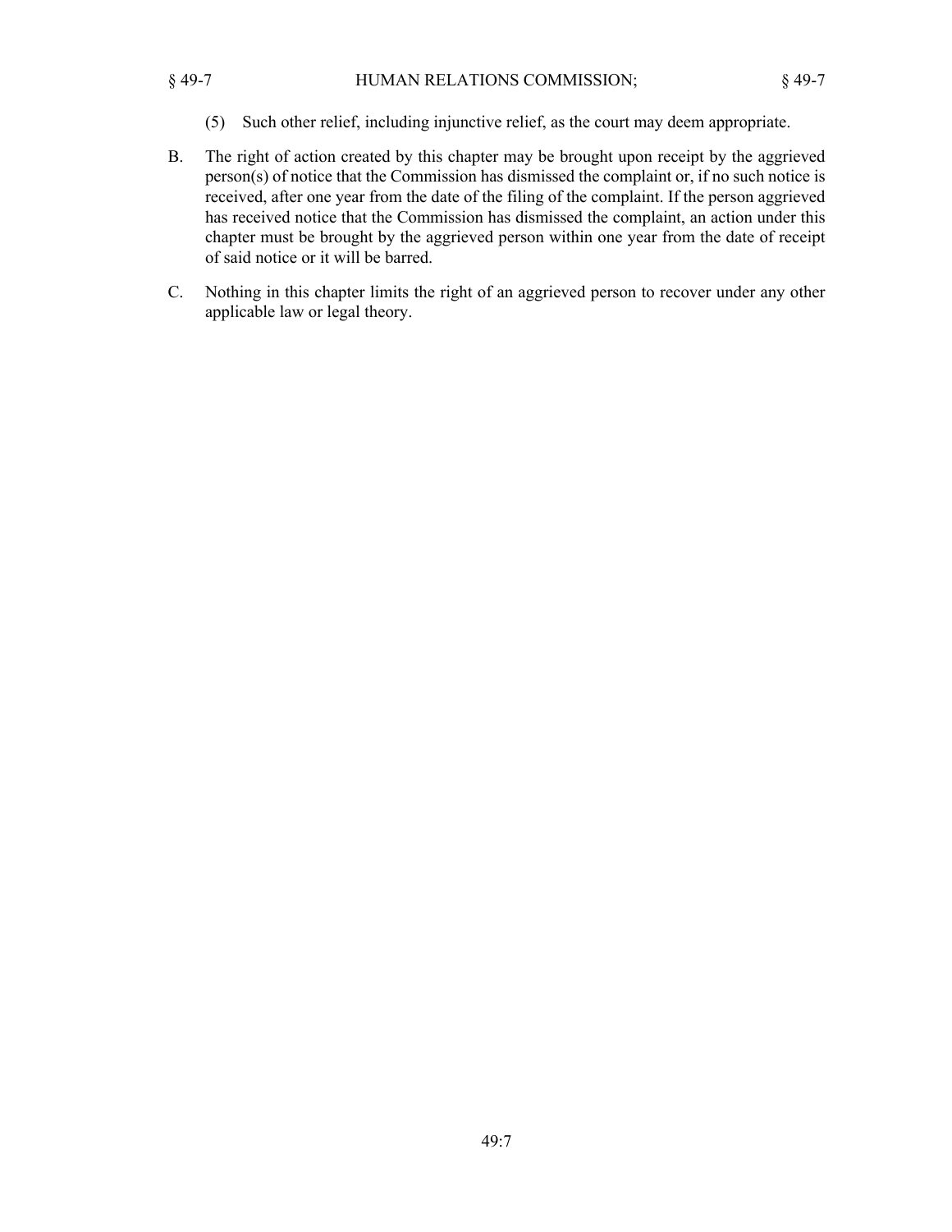(5) Such other relief, including injunctive relief, as the court may deem appropriate.

B. The right of action created by this chapter may be brought upon receipt by the aggrieved person(s) of notice that the Commission has dismissed the complaint or, if no such notice is received, after one year from the date of the filing of the complaint. If the person aggrieved has received notice that the Commission has dismissed the complaint, an action under this chapter must be brought by the aggrieved person within one year from the date of receipt of said notice or it will be barred.

C. Nothing in this chapter limits the right of an aggrieved person to recover under any other applicable law or legal theory.